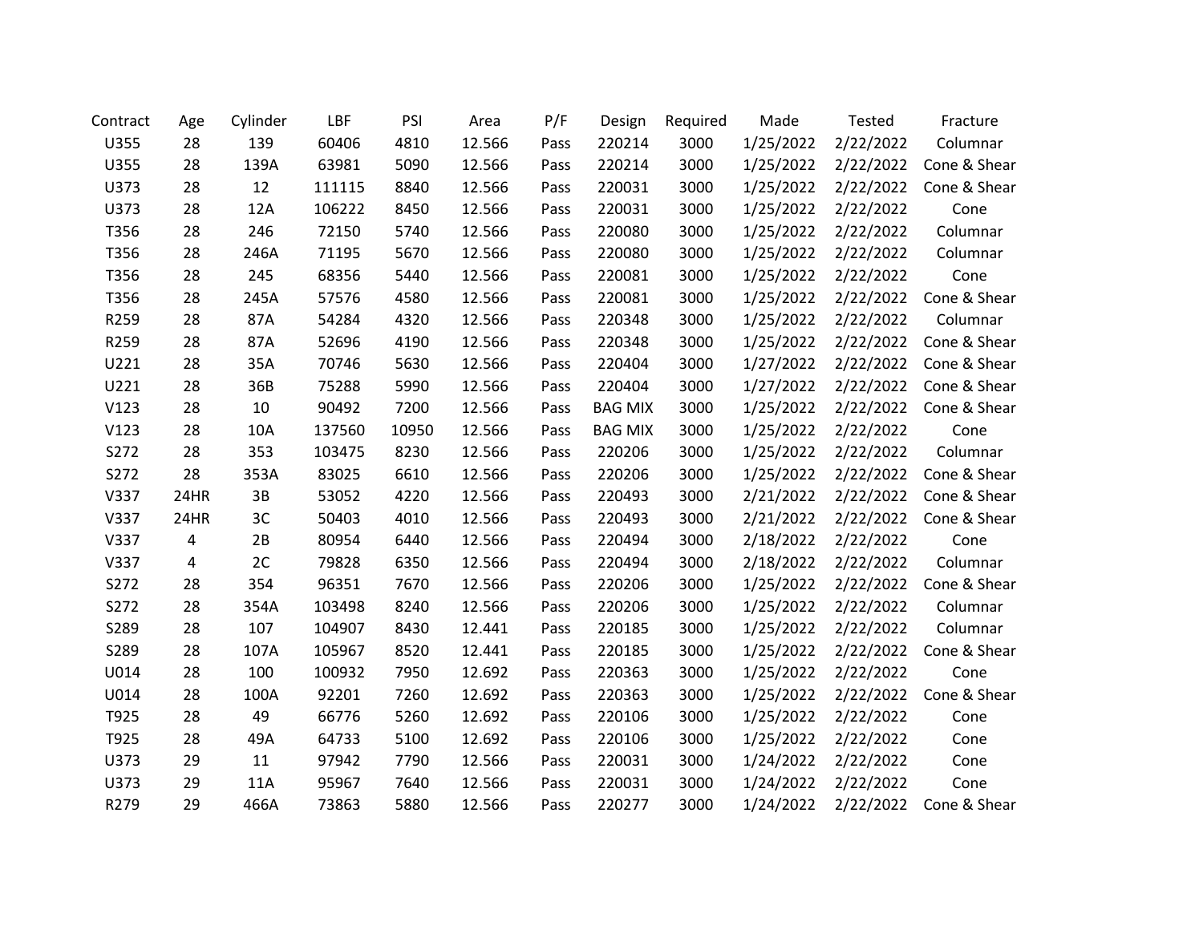| Contract | Age | Cylinder | LBF | PSI | Area | P/F | Design | Required | Made | Tested | Fracture |
|---|---|---|---|---|---|---|---|---|---|---|---|
| U355 | 28 | 139 | 60406 | 4810 | 12.566 | Pass | 220214 | 3000 | 1/25/2022 | 2/22/2022 | Columnar |
| U355 | 28 | 139A | 63981 | 5090 | 12.566 | Pass | 220214 | 3000 | 1/25/2022 | 2/22/2022 | Cone & Shear |
| U373 | 28 | 12 | 111115 | 8840 | 12.566 | Pass | 220031 | 3000 | 1/25/2022 | 2/22/2022 | Cone & Shear |
| U373 | 28 | 12A | 106222 | 8450 | 12.566 | Pass | 220031 | 3000 | 1/25/2022 | 2/22/2022 | Cone |
| T356 | 28 | 246 | 72150 | 5740 | 12.566 | Pass | 220080 | 3000 | 1/25/2022 | 2/22/2022 | Columnar |
| T356 | 28 | 246A | 71195 | 5670 | 12.566 | Pass | 220080 | 3000 | 1/25/2022 | 2/22/2022 | Columnar |
| T356 | 28 | 245 | 68356 | 5440 | 12.566 | Pass | 220081 | 3000 | 1/25/2022 | 2/22/2022 | Cone |
| T356 | 28 | 245A | 57576 | 4580 | 12.566 | Pass | 220081 | 3000 | 1/25/2022 | 2/22/2022 | Cone & Shear |
| R259 | 28 | 87A | 54284 | 4320 | 12.566 | Pass | 220348 | 3000 | 1/25/2022 | 2/22/2022 | Columnar |
| R259 | 28 | 87A | 52696 | 4190 | 12.566 | Pass | 220348 | 3000 | 1/25/2022 | 2/22/2022 | Cone & Shear |
| U221 | 28 | 35A | 70746 | 5630 | 12.566 | Pass | 220404 | 3000 | 1/27/2022 | 2/22/2022 | Cone & Shear |
| U221 | 28 | 36B | 75288 | 5990 | 12.566 | Pass | 220404 | 3000 | 1/27/2022 | 2/22/2022 | Cone & Shear |
| V123 | 28 | 10 | 90492 | 7200 | 12.566 | Pass | BAG MIX | 3000 | 1/25/2022 | 2/22/2022 | Cone & Shear |
| V123 | 28 | 10A | 137560 | 10950 | 12.566 | Pass | BAG MIX | 3000 | 1/25/2022 | 2/22/2022 | Cone |
| S272 | 28 | 353 | 103475 | 8230 | 12.566 | Pass | 220206 | 3000 | 1/25/2022 | 2/22/2022 | Columnar |
| S272 | 28 | 353A | 83025 | 6610 | 12.566 | Pass | 220206 | 3000 | 1/25/2022 | 2/22/2022 | Cone & Shear |
| V337 | 24HR | 3B | 53052 | 4220 | 12.566 | Pass | 220493 | 3000 | 2/21/2022 | 2/22/2022 | Cone & Shear |
| V337 | 24HR | 3C | 50403 | 4010 | 12.566 | Pass | 220493 | 3000 | 2/21/2022 | 2/22/2022 | Cone & Shear |
| V337 | 4 | 2B | 80954 | 6440 | 12.566 | Pass | 220494 | 3000 | 2/18/2022 | 2/22/2022 | Cone |
| V337 | 4 | 2C | 79828 | 6350 | 12.566 | Pass | 220494 | 3000 | 2/18/2022 | 2/22/2022 | Columnar |
| S272 | 28 | 354 | 96351 | 7670 | 12.566 | Pass | 220206 | 3000 | 1/25/2022 | 2/22/2022 | Cone & Shear |
| S272 | 28 | 354A | 103498 | 8240 | 12.566 | Pass | 220206 | 3000 | 1/25/2022 | 2/22/2022 | Columnar |
| S289 | 28 | 107 | 104907 | 8430 | 12.441 | Pass | 220185 | 3000 | 1/25/2022 | 2/22/2022 | Columnar |
| S289 | 28 | 107A | 105967 | 8520 | 12.441 | Pass | 220185 | 3000 | 1/25/2022 | 2/22/2022 | Cone & Shear |
| U014 | 28 | 100 | 100932 | 7950 | 12.692 | Pass | 220363 | 3000 | 1/25/2022 | 2/22/2022 | Cone |
| U014 | 28 | 100A | 92201 | 7260 | 12.692 | Pass | 220363 | 3000 | 1/25/2022 | 2/22/2022 | Cone & Shear |
| T925 | 28 | 49 | 66776 | 5260 | 12.692 | Pass | 220106 | 3000 | 1/25/2022 | 2/22/2022 | Cone |
| T925 | 28 | 49A | 64733 | 5100 | 12.692 | Pass | 220106 | 3000 | 1/25/2022 | 2/22/2022 | Cone |
| U373 | 29 | 11 | 97942 | 7790 | 12.566 | Pass | 220031 | 3000 | 1/24/2022 | 2/22/2022 | Cone |
| U373 | 29 | 11A | 95967 | 7640 | 12.566 | Pass | 220031 | 3000 | 1/24/2022 | 2/22/2022 | Cone |
| R279 | 29 | 466A | 73863 | 5880 | 12.566 | Pass | 220277 | 3000 | 1/24/2022 | 2/22/2022 | Cone & Shear |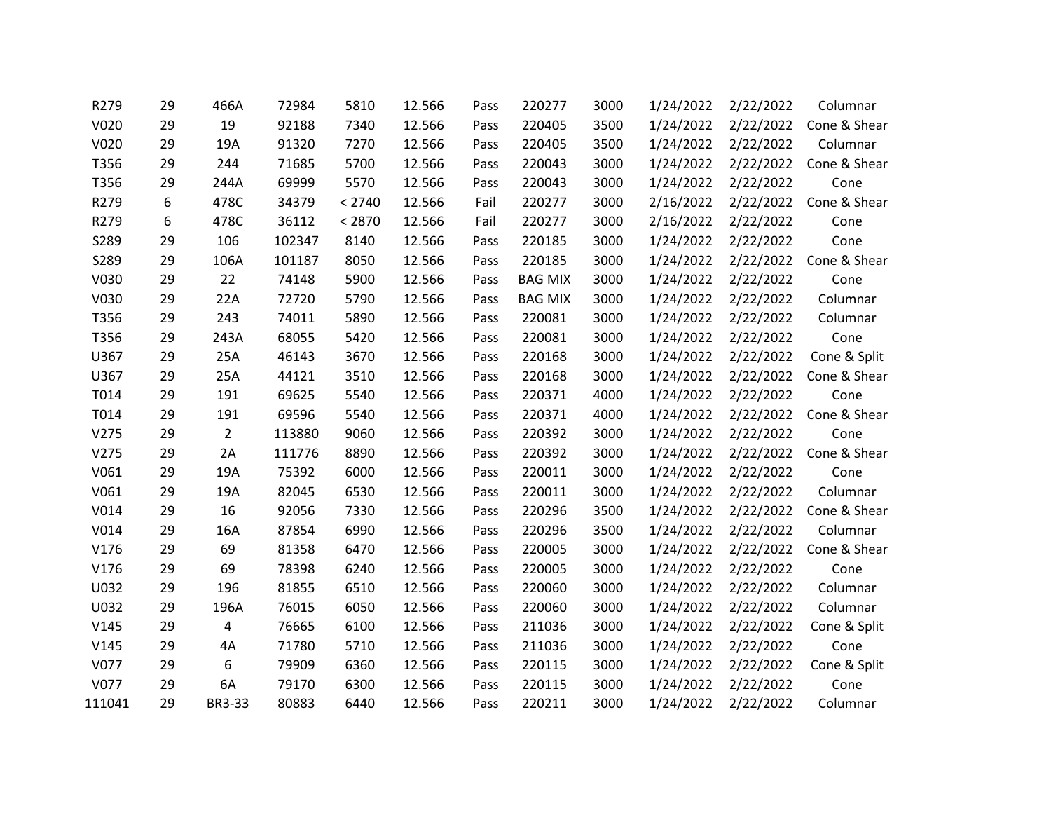| | | | | | | | | | | | |
|---|---|---|---|---|---|---|---|---|---|---|---|
| R279 | 29 | 466A | 72984 | 5810 | 12.566 | Pass | 220277 | 3000 | 1/24/2022 | 2/22/2022 | Columnar |
| V020 | 29 | 19 | 92188 | 7340 | 12.566 | Pass | 220405 | 3500 | 1/24/2022 | 2/22/2022 | Cone & Shear |
| V020 | 29 | 19A | 91320 | 7270 | 12.566 | Pass | 220405 | 3500 | 1/24/2022 | 2/22/2022 | Columnar |
| T356 | 29 | 244 | 71685 | 5700 | 12.566 | Pass | 220043 | 3000 | 1/24/2022 | 2/22/2022 | Cone & Shear |
| T356 | 29 | 244A | 69999 | 5570 | 12.566 | Pass | 220043 | 3000 | 1/24/2022 | 2/22/2022 | Cone |
| R279 | 6 | 478C | 34379 | < 2740 | 12.566 | Fail | 220277 | 3000 | 2/16/2022 | 2/22/2022 | Cone & Shear |
| R279 | 6 | 478C | 36112 | < 2870 | 12.566 | Fail | 220277 | 3000 | 2/16/2022 | 2/22/2022 | Cone |
| S289 | 29 | 106 | 102347 | 8140 | 12.566 | Pass | 220185 | 3000 | 1/24/2022 | 2/22/2022 | Cone |
| S289 | 29 | 106A | 101187 | 8050 | 12.566 | Pass | 220185 | 3000 | 1/24/2022 | 2/22/2022 | Cone & Shear |
| V030 | 29 | 22 | 74148 | 5900 | 12.566 | Pass | BAG MIX | 3000 | 1/24/2022 | 2/22/2022 | Cone |
| V030 | 29 | 22A | 72720 | 5790 | 12.566 | Pass | BAG MIX | 3000 | 1/24/2022 | 2/22/2022 | Columnar |
| T356 | 29 | 243 | 74011 | 5890 | 12.566 | Pass | 220081 | 3000 | 1/24/2022 | 2/22/2022 | Columnar |
| T356 | 29 | 243A | 68055 | 5420 | 12.566 | Pass | 220081 | 3000 | 1/24/2022 | 2/22/2022 | Cone |
| U367 | 29 | 25A | 46143 | 3670 | 12.566 | Pass | 220168 | 3000 | 1/24/2022 | 2/22/2022 | Cone & Split |
| U367 | 29 | 25A | 44121 | 3510 | 12.566 | Pass | 220168 | 3000 | 1/24/2022 | 2/22/2022 | Cone & Shear |
| T014 | 29 | 191 | 69625 | 5540 | 12.566 | Pass | 220371 | 4000 | 1/24/2022 | 2/22/2022 | Cone |
| T014 | 29 | 191 | 69596 | 5540 | 12.566 | Pass | 220371 | 4000 | 1/24/2022 | 2/22/2022 | Cone & Shear |
| V275 | 29 | 2 | 113880 | 9060 | 12.566 | Pass | 220392 | 3000 | 1/24/2022 | 2/22/2022 | Cone |
| V275 | 29 | 2A | 111776 | 8890 | 12.566 | Pass | 220392 | 3000 | 1/24/2022 | 2/22/2022 | Cone & Shear |
| V061 | 29 | 19A | 75392 | 6000 | 12.566 | Pass | 220011 | 3000 | 1/24/2022 | 2/22/2022 | Cone |
| V061 | 29 | 19A | 82045 | 6530 | 12.566 | Pass | 220011 | 3000 | 1/24/2022 | 2/22/2022 | Columnar |
| V014 | 29 | 16 | 92056 | 7330 | 12.566 | Pass | 220296 | 3500 | 1/24/2022 | 2/22/2022 | Cone & Shear |
| V014 | 29 | 16A | 87854 | 6990 | 12.566 | Pass | 220296 | 3500 | 1/24/2022 | 2/22/2022 | Columnar |
| V176 | 29 | 69 | 81358 | 6470 | 12.566 | Pass | 220005 | 3000 | 1/24/2022 | 2/22/2022 | Cone & Shear |
| V176 | 29 | 69 | 78398 | 6240 | 12.566 | Pass | 220005 | 3000 | 1/24/2022 | 2/22/2022 | Cone |
| U032 | 29 | 196 | 81855 | 6510 | 12.566 | Pass | 220060 | 3000 | 1/24/2022 | 2/22/2022 | Columnar |
| U032 | 29 | 196A | 76015 | 6050 | 12.566 | Pass | 220060 | 3000 | 1/24/2022 | 2/22/2022 | Columnar |
| V145 | 29 | 4 | 76665 | 6100 | 12.566 | Pass | 211036 | 3000 | 1/24/2022 | 2/22/2022 | Cone & Split |
| V145 | 29 | 4A | 71780 | 5710 | 12.566 | Pass | 211036 | 3000 | 1/24/2022 | 2/22/2022 | Cone |
| V077 | 29 | 6 | 79909 | 6360 | 12.566 | Pass | 220115 | 3000 | 1/24/2022 | 2/22/2022 | Cone & Split |
| V077 | 29 | 6A | 79170 | 6300 | 12.566 | Pass | 220115 | 3000 | 1/24/2022 | 2/22/2022 | Cone |
| 111041 | 29 | BR3-33 | 80883 | 6440 | 12.566 | Pass | 220211 | 3000 | 1/24/2022 | 2/22/2022 | Columnar |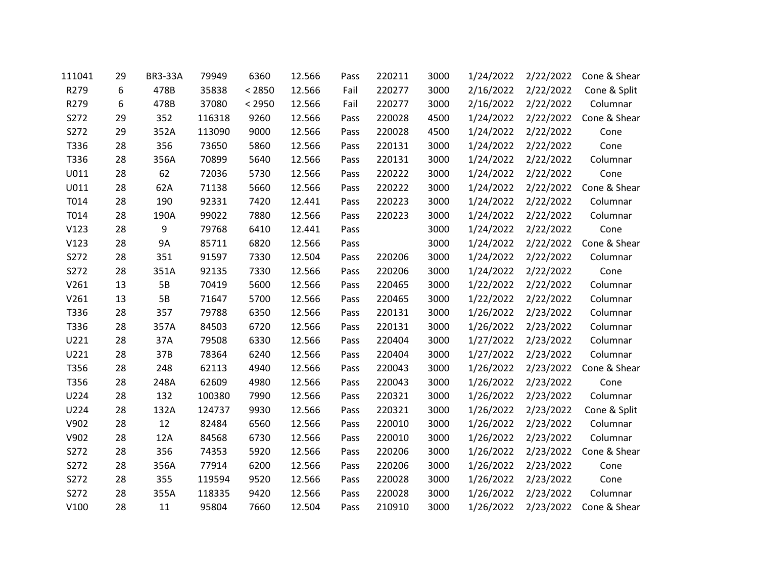| | | | | | | | | | | | |
|---|---|---|---|---|---|---|---|---|---|---|---|
| 111041 | 29 | BR3-33A | 79949 | 6360 | 12.566 | Pass | 220211 | 3000 | 1/24/2022 | 2/22/2022 | Cone & Shear |
| R279 | 6 | 478B | 35838 | < 2850 | 12.566 | Fail | 220277 | 3000 | 2/16/2022 | 2/22/2022 | Cone & Split |
| R279 | 6 | 478B | 37080 | < 2950 | 12.566 | Fail | 220277 | 3000 | 2/16/2022 | 2/22/2022 | Columnar |
| S272 | 29 | 352 | 116318 | 9260 | 12.566 | Pass | 220028 | 4500 | 1/24/2022 | 2/22/2022 | Cone & Shear |
| S272 | 29 | 352A | 113090 | 9000 | 12.566 | Pass | 220028 | 4500 | 1/24/2022 | 2/22/2022 | Cone |
| T336 | 28 | 356 | 73650 | 5860 | 12.566 | Pass | 220131 | 3000 | 1/24/2022 | 2/22/2022 | Cone |
| T336 | 28 | 356A | 70899 | 5640 | 12.566 | Pass | 220131 | 3000 | 1/24/2022 | 2/22/2022 | Columnar |
| U011 | 28 | 62 | 72036 | 5730 | 12.566 | Pass | 220222 | 3000 | 1/24/2022 | 2/22/2022 | Cone |
| U011 | 28 | 62A | 71138 | 5660 | 12.566 | Pass | 220222 | 3000 | 1/24/2022 | 2/22/2022 | Cone & Shear |
| T014 | 28 | 190 | 92331 | 7420 | 12.441 | Pass | 220223 | 3000 | 1/24/2022 | 2/22/2022 | Columnar |
| T014 | 28 | 190A | 99022 | 7880 | 12.566 | Pass | 220223 | 3000 | 1/24/2022 | 2/22/2022 | Columnar |
| V123 | 28 | 9 | 79768 | 6410 | 12.441 | Pass | | 3000 | 1/24/2022 | 2/22/2022 | Cone |
| V123 | 28 | 9A | 85711 | 6820 | 12.566 | Pass | | 3000 | 1/24/2022 | 2/22/2022 | Cone & Shear |
| S272 | 28 | 351 | 91597 | 7330 | 12.504 | Pass | 220206 | 3000 | 1/24/2022 | 2/22/2022 | Columnar |
| S272 | 28 | 351A | 92135 | 7330 | 12.566 | Pass | 220206 | 3000 | 1/24/2022 | 2/22/2022 | Cone |
| V261 | 13 | 5B | 70419 | 5600 | 12.566 | Pass | 220465 | 3000 | 1/22/2022 | 2/22/2022 | Columnar |
| V261 | 13 | 5B | 71647 | 5700 | 12.566 | Pass | 220465 | 3000 | 1/22/2022 | 2/22/2022 | Columnar |
| T336 | 28 | 357 | 79788 | 6350 | 12.566 | Pass | 220131 | 3000 | 1/26/2022 | 2/23/2022 | Columnar |
| T336 | 28 | 357A | 84503 | 6720 | 12.566 | Pass | 220131 | 3000 | 1/26/2022 | 2/23/2022 | Columnar |
| U221 | 28 | 37A | 79508 | 6330 | 12.566 | Pass | 220404 | 3000 | 1/27/2022 | 2/23/2022 | Columnar |
| U221 | 28 | 37B | 78364 | 6240 | 12.566 | Pass | 220404 | 3000 | 1/27/2022 | 2/23/2022 | Columnar |
| T356 | 28 | 248 | 62113 | 4940 | 12.566 | Pass | 220043 | 3000 | 1/26/2022 | 2/23/2022 | Cone & Shear |
| T356 | 28 | 248A | 62609 | 4980 | 12.566 | Pass | 220043 | 3000 | 1/26/2022 | 2/23/2022 | Cone |
| U224 | 28 | 132 | 100380 | 7990 | 12.566 | Pass | 220321 | 3000 | 1/26/2022 | 2/23/2022 | Columnar |
| U224 | 28 | 132A | 124737 | 9930 | 12.566 | Pass | 220321 | 3000 | 1/26/2022 | 2/23/2022 | Cone & Split |
| V902 | 28 | 12 | 82484 | 6560 | 12.566 | Pass | 220010 | 3000 | 1/26/2022 | 2/23/2022 | Columnar |
| V902 | 28 | 12A | 84568 | 6730 | 12.566 | Pass | 220010 | 3000 | 1/26/2022 | 2/23/2022 | Columnar |
| S272 | 28 | 356 | 74353 | 5920 | 12.566 | Pass | 220206 | 3000 | 1/26/2022 | 2/23/2022 | Cone & Shear |
| S272 | 28 | 356A | 77914 | 6200 | 12.566 | Pass | 220206 | 3000 | 1/26/2022 | 2/23/2022 | Cone |
| S272 | 28 | 355 | 119594 | 9520 | 12.566 | Pass | 220028 | 3000 | 1/26/2022 | 2/23/2022 | Cone |
| S272 | 28 | 355A | 118335 | 9420 | 12.566 | Pass | 220028 | 3000 | 1/26/2022 | 2/23/2022 | Columnar |
| V100 | 28 | 11 | 95804 | 7660 | 12.504 | Pass | 210910 | 3000 | 1/26/2022 | 2/23/2022 | Cone & Shear |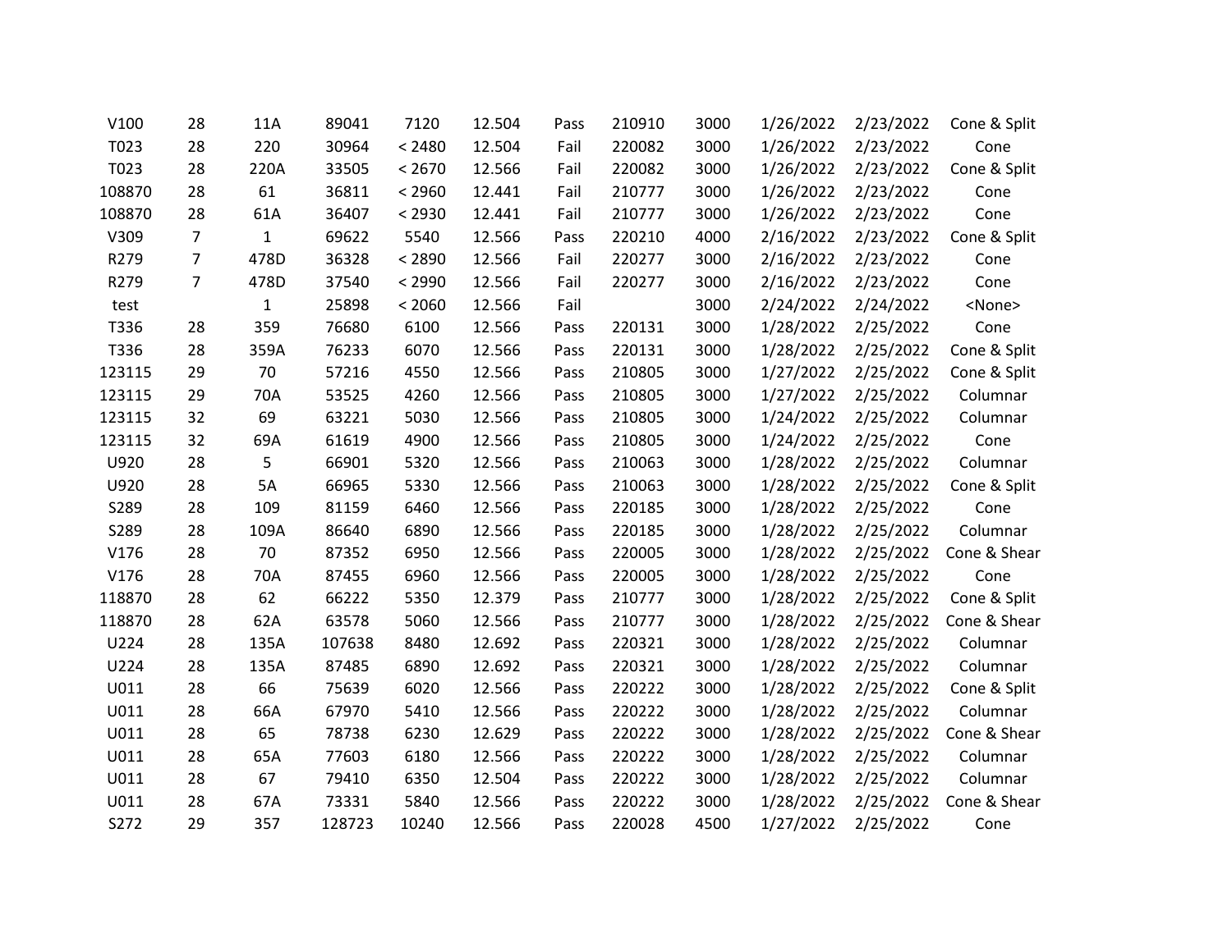| | | | | | | | | | | | |
|---|---|---|---|---|---|---|---|---|---|---|---|
| V100 | 28 | 11A | 89041 | 7120 | 12.504 | Pass | 210910 | 3000 | 1/26/2022 | 2/23/2022 | Cone & Split |
| T023 | 28 | 220 | 30964 | < 2480 | 12.504 | Fail | 220082 | 3000 | 1/26/2022 | 2/23/2022 | Cone |
| T023 | 28 | 220A | 33505 | < 2670 | 12.566 | Fail | 220082 | 3000 | 1/26/2022 | 2/23/2022 | Cone & Split |
| 108870 | 28 | 61 | 36811 | < 2960 | 12.441 | Fail | 210777 | 3000 | 1/26/2022 | 2/23/2022 | Cone |
| 108870 | 28 | 61A | 36407 | < 2930 | 12.441 | Fail | 210777 | 3000 | 1/26/2022 | 2/23/2022 | Cone |
| V309 | 7 | 1 | 69622 | 5540 | 12.566 | Pass | 220210 | 4000 | 2/16/2022 | 2/23/2022 | Cone & Split |
| R279 | 7 | 478D | 36328 | < 2890 | 12.566 | Fail | 220277 | 3000 | 2/16/2022 | 2/23/2022 | Cone |
| R279 | 7 | 478D | 37540 | < 2990 | 12.566 | Fail | 220277 | 3000 | 2/16/2022 | 2/23/2022 | Cone |
| test | | 1 | 25898 | < 2060 | 12.566 | Fail | | 3000 | 2/24/2022 | 2/24/2022 | <None> |
| T336 | 28 | 359 | 76680 | 6100 | 12.566 | Pass | 220131 | 3000 | 1/28/2022 | 2/25/2022 | Cone |
| T336 | 28 | 359A | 76233 | 6070 | 12.566 | Pass | 220131 | 3000 | 1/28/2022 | 2/25/2022 | Cone & Split |
| 123115 | 29 | 70 | 57216 | 4550 | 12.566 | Pass | 210805 | 3000 | 1/27/2022 | 2/25/2022 | Cone & Split |
| 123115 | 29 | 70A | 53525 | 4260 | 12.566 | Pass | 210805 | 3000 | 1/27/2022 | 2/25/2022 | Columnar |
| 123115 | 32 | 69 | 63221 | 5030 | 12.566 | Pass | 210805 | 3000 | 1/24/2022 | 2/25/2022 | Columnar |
| 123115 | 32 | 69A | 61619 | 4900 | 12.566 | Pass | 210805 | 3000 | 1/24/2022 | 2/25/2022 | Cone |
| U920 | 28 | 5 | 66901 | 5320 | 12.566 | Pass | 210063 | 3000 | 1/28/2022 | 2/25/2022 | Columnar |
| U920 | 28 | 5A | 66965 | 5330 | 12.566 | Pass | 210063 | 3000 | 1/28/2022 | 2/25/2022 | Cone & Split |
| S289 | 28 | 109 | 81159 | 6460 | 12.566 | Pass | 220185 | 3000 | 1/28/2022 | 2/25/2022 | Cone |
| S289 | 28 | 109A | 86640 | 6890 | 12.566 | Pass | 220185 | 3000 | 1/28/2022 | 2/25/2022 | Columnar |
| V176 | 28 | 70 | 87352 | 6950 | 12.566 | Pass | 220005 | 3000 | 1/28/2022 | 2/25/2022 | Cone & Shear |
| V176 | 28 | 70A | 87455 | 6960 | 12.566 | Pass | 220005 | 3000 | 1/28/2022 | 2/25/2022 | Cone |
| 118870 | 28 | 62 | 66222 | 5350 | 12.379 | Pass | 210777 | 3000 | 1/28/2022 | 2/25/2022 | Cone & Split |
| 118870 | 28 | 62A | 63578 | 5060 | 12.566 | Pass | 210777 | 3000 | 1/28/2022 | 2/25/2022 | Cone & Shear |
| U224 | 28 | 135A | 107638 | 8480 | 12.692 | Pass | 220321 | 3000 | 1/28/2022 | 2/25/2022 | Columnar |
| U224 | 28 | 135A | 87485 | 6890 | 12.692 | Pass | 220321 | 3000 | 1/28/2022 | 2/25/2022 | Columnar |
| U011 | 28 | 66 | 75639 | 6020 | 12.566 | Pass | 220222 | 3000 | 1/28/2022 | 2/25/2022 | Cone & Split |
| U011 | 28 | 66A | 67970 | 5410 | 12.566 | Pass | 220222 | 3000 | 1/28/2022 | 2/25/2022 | Columnar |
| U011 | 28 | 65 | 78738 | 6230 | 12.629 | Pass | 220222 | 3000 | 1/28/2022 | 2/25/2022 | Cone & Shear |
| U011 | 28 | 65A | 77603 | 6180 | 12.566 | Pass | 220222 | 3000 | 1/28/2022 | 2/25/2022 | Columnar |
| U011 | 28 | 67 | 79410 | 6350 | 12.504 | Pass | 220222 | 3000 | 1/28/2022 | 2/25/2022 | Columnar |
| U011 | 28 | 67A | 73331 | 5840 | 12.566 | Pass | 220222 | 3000 | 1/28/2022 | 2/25/2022 | Cone & Shear |
| S272 | 29 | 357 | 128723 | 10240 | 12.566 | Pass | 220028 | 4500 | 1/27/2022 | 2/25/2022 | Cone |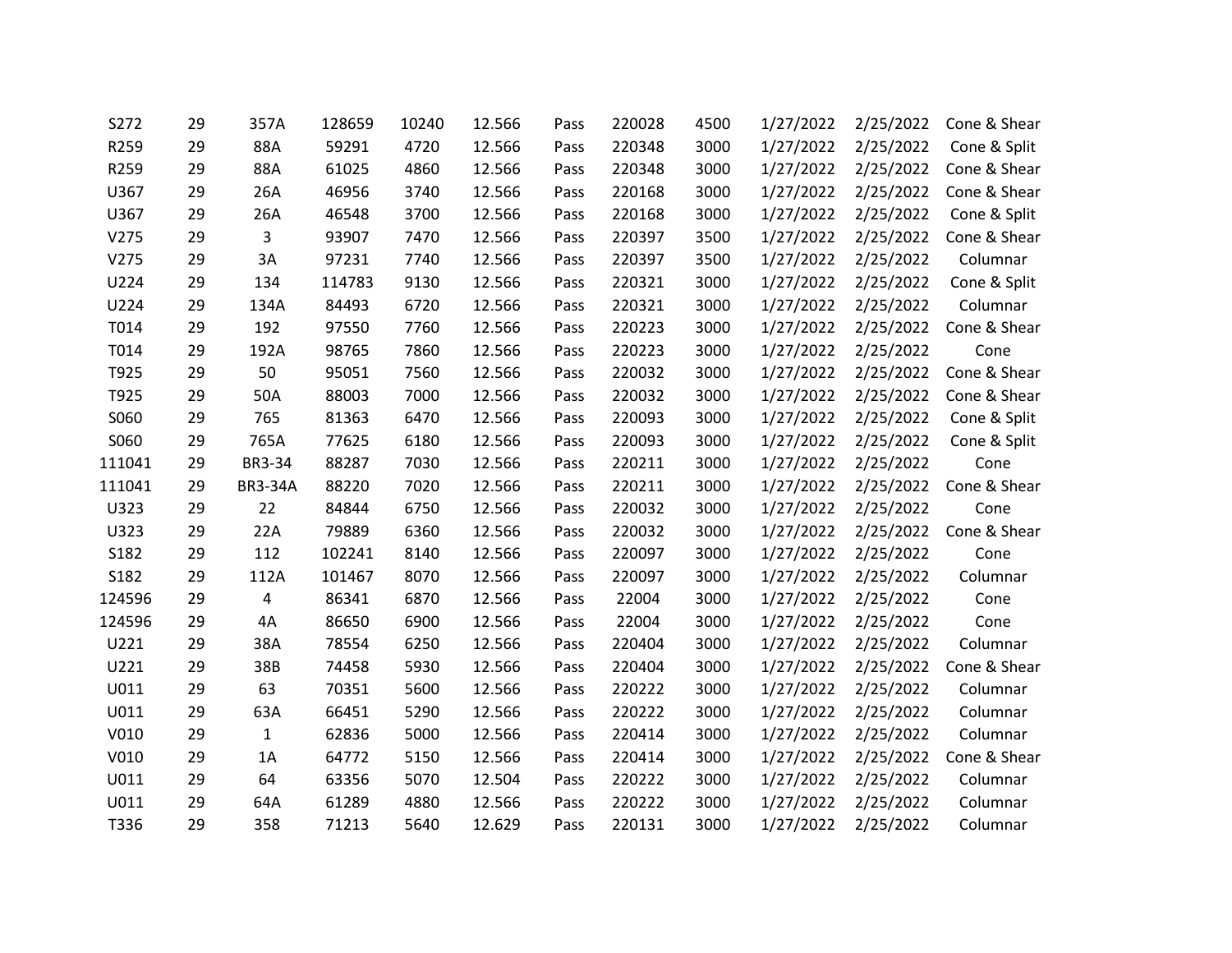| | | | | | | | | | | | |
|---|---|---|---|---|---|---|---|---|---|---|---|
| S272 | 29 | 357A | 128659 | 10240 | 12.566 | Pass | 220028 | 4500 | 1/27/2022 | 2/25/2022 | Cone & Shear |
| R259 | 29 | 88A | 59291 | 4720 | 12.566 | Pass | 220348 | 3000 | 1/27/2022 | 2/25/2022 | Cone & Split |
| R259 | 29 | 88A | 61025 | 4860 | 12.566 | Pass | 220348 | 3000 | 1/27/2022 | 2/25/2022 | Cone & Shear |
| U367 | 29 | 26A | 46956 | 3740 | 12.566 | Pass | 220168 | 3000 | 1/27/2022 | 2/25/2022 | Cone & Shear |
| U367 | 29 | 26A | 46548 | 3700 | 12.566 | Pass | 220168 | 3000 | 1/27/2022 | 2/25/2022 | Cone & Split |
| V275 | 29 | 3 | 93907 | 7470 | 12.566 | Pass | 220397 | 3500 | 1/27/2022 | 2/25/2022 | Cone & Shear |
| V275 | 29 | 3A | 97231 | 7740 | 12.566 | Pass | 220397 | 3500 | 1/27/2022 | 2/25/2022 | Columnar |
| U224 | 29 | 134 | 114783 | 9130 | 12.566 | Pass | 220321 | 3000 | 1/27/2022 | 2/25/2022 | Cone & Split |
| U224 | 29 | 134A | 84493 | 6720 | 12.566 | Pass | 220321 | 3000 | 1/27/2022 | 2/25/2022 | Columnar |
| T014 | 29 | 192 | 97550 | 7760 | 12.566 | Pass | 220223 | 3000 | 1/27/2022 | 2/25/2022 | Cone & Shear |
| T014 | 29 | 192A | 98765 | 7860 | 12.566 | Pass | 220223 | 3000 | 1/27/2022 | 2/25/2022 | Cone |
| T925 | 29 | 50 | 95051 | 7560 | 12.566 | Pass | 220032 | 3000 | 1/27/2022 | 2/25/2022 | Cone & Shear |
| T925 | 29 | 50A | 88003 | 7000 | 12.566 | Pass | 220032 | 3000 | 1/27/2022 | 2/25/2022 | Cone & Shear |
| S060 | 29 | 765 | 81363 | 6470 | 12.566 | Pass | 220093 | 3000 | 1/27/2022 | 2/25/2022 | Cone & Split |
| S060 | 29 | 765A | 77625 | 6180 | 12.566 | Pass | 220093 | 3000 | 1/27/2022 | 2/25/2022 | Cone & Split |
| 111041 | 29 | BR3-34 | 88287 | 7030 | 12.566 | Pass | 220211 | 3000 | 1/27/2022 | 2/25/2022 | Cone |
| 111041 | 29 | BR3-34A | 88220 | 7020 | 12.566 | Pass | 220211 | 3000 | 1/27/2022 | 2/25/2022 | Cone & Shear |
| U323 | 29 | 22 | 84844 | 6750 | 12.566 | Pass | 220032 | 3000 | 1/27/2022 | 2/25/2022 | Cone |
| U323 | 29 | 22A | 79889 | 6360 | 12.566 | Pass | 220032 | 3000 | 1/27/2022 | 2/25/2022 | Cone & Shear |
| S182 | 29 | 112 | 102241 | 8140 | 12.566 | Pass | 220097 | 3000 | 1/27/2022 | 2/25/2022 | Cone |
| S182 | 29 | 112A | 101467 | 8070 | 12.566 | Pass | 220097 | 3000 | 1/27/2022 | 2/25/2022 | Columnar |
| 124596 | 29 | 4 | 86341 | 6870 | 12.566 | Pass | 22004 | 3000 | 1/27/2022 | 2/25/2022 | Cone |
| 124596 | 29 | 4A | 86650 | 6900 | 12.566 | Pass | 22004 | 3000 | 1/27/2022 | 2/25/2022 | Cone |
| U221 | 29 | 38A | 78554 | 6250 | 12.566 | Pass | 220404 | 3000 | 1/27/2022 | 2/25/2022 | Columnar |
| U221 | 29 | 38B | 74458 | 5930 | 12.566 | Pass | 220404 | 3000 | 1/27/2022 | 2/25/2022 | Cone & Shear |
| U011 | 29 | 63 | 70351 | 5600 | 12.566 | Pass | 220222 | 3000 | 1/27/2022 | 2/25/2022 | Columnar |
| U011 | 29 | 63A | 66451 | 5290 | 12.566 | Pass | 220222 | 3000 | 1/27/2022 | 2/25/2022 | Columnar |
| V010 | 29 | 1 | 62836 | 5000 | 12.566 | Pass | 220414 | 3000 | 1/27/2022 | 2/25/2022 | Columnar |
| V010 | 29 | 1A | 64772 | 5150 | 12.566 | Pass | 220414 | 3000 | 1/27/2022 | 2/25/2022 | Cone & Shear |
| U011 | 29 | 64 | 63356 | 5070 | 12.504 | Pass | 220222 | 3000 | 1/27/2022 | 2/25/2022 | Columnar |
| U011 | 29 | 64A | 61289 | 4880 | 12.566 | Pass | 220222 | 3000 | 1/27/2022 | 2/25/2022 | Columnar |
| T336 | 29 | 358 | 71213 | 5640 | 12.629 | Pass | 220131 | 3000 | 1/27/2022 | 2/25/2022 | Columnar |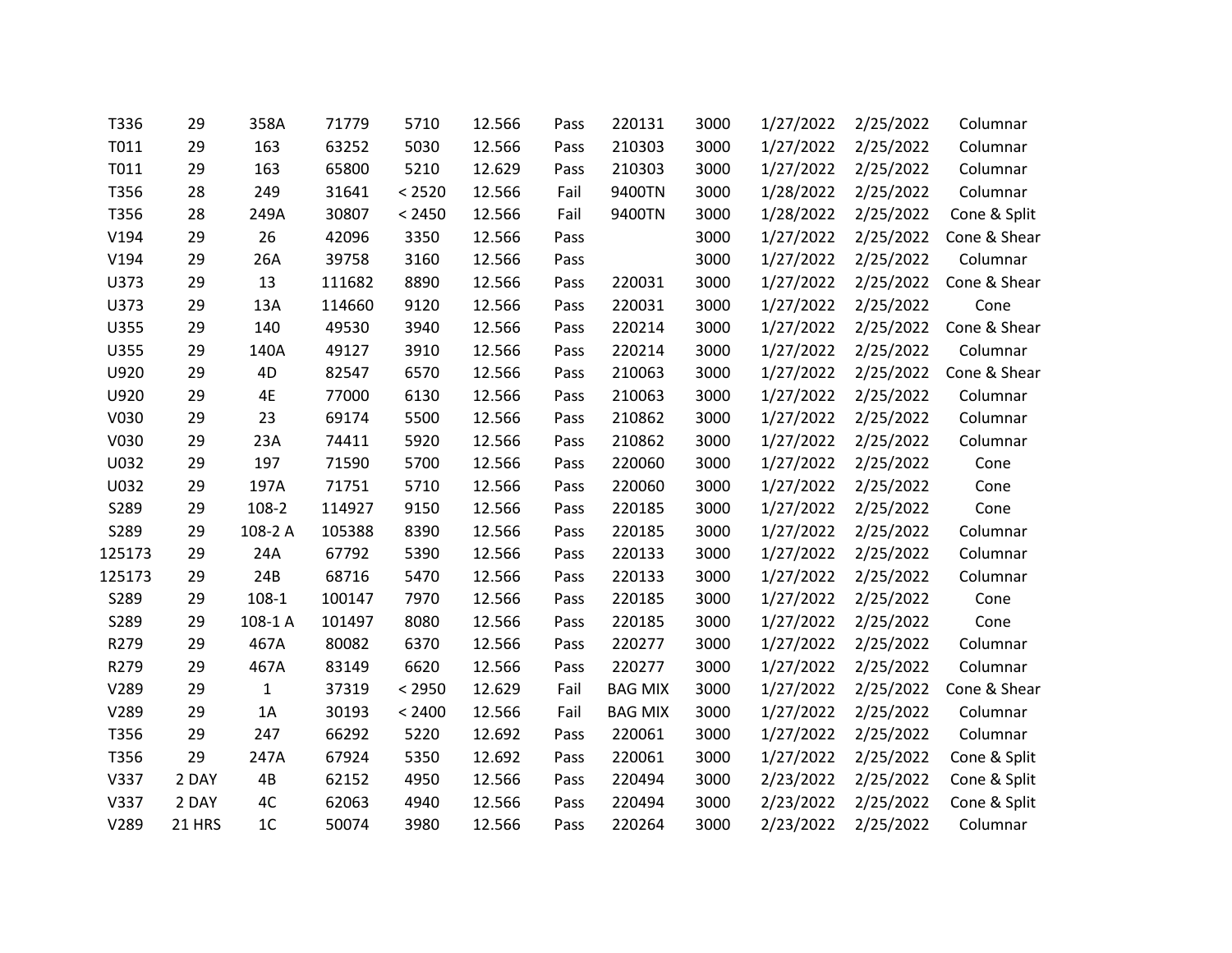| | | | | | | | | | | | |
|---|---|---|---|---|---|---|---|---|---|---|---|
| T336 | 29 | 358A | 71779 | 5710 | 12.566 | Pass | 220131 | 3000 | 1/27/2022 | 2/25/2022 | Columnar |
| T011 | 29 | 163 | 63252 | 5030 | 12.566 | Pass | 210303 | 3000 | 1/27/2022 | 2/25/2022 | Columnar |
| T011 | 29 | 163 | 65800 | 5210 | 12.629 | Pass | 210303 | 3000 | 1/27/2022 | 2/25/2022 | Columnar |
| T356 | 28 | 249 | 31641 | < 2520 | 12.566 | Fail | 9400TN | 3000 | 1/28/2022 | 2/25/2022 | Columnar |
| T356 | 28 | 249A | 30807 | < 2450 | 12.566 | Fail | 9400TN | 3000 | 1/28/2022 | 2/25/2022 | Cone & Split |
| V194 | 29 | 26 | 42096 | 3350 | 12.566 | Pass | | 3000 | 1/27/2022 | 2/25/2022 | Cone & Shear |
| V194 | 29 | 26A | 39758 | 3160 | 12.566 | Pass | | 3000 | 1/27/2022 | 2/25/2022 | Columnar |
| U373 | 29 | 13 | 111682 | 8890 | 12.566 | Pass | 220031 | 3000 | 1/27/2022 | 2/25/2022 | Cone & Shear |
| U373 | 29 | 13A | 114660 | 9120 | 12.566 | Pass | 220031 | 3000 | 1/27/2022 | 2/25/2022 | Cone |
| U355 | 29 | 140 | 49530 | 3940 | 12.566 | Pass | 220214 | 3000 | 1/27/2022 | 2/25/2022 | Cone & Shear |
| U355 | 29 | 140A | 49127 | 3910 | 12.566 | Pass | 220214 | 3000 | 1/27/2022 | 2/25/2022 | Columnar |
| U920 | 29 | 4D | 82547 | 6570 | 12.566 | Pass | 210063 | 3000 | 1/27/2022 | 2/25/2022 | Cone & Shear |
| U920 | 29 | 4E | 77000 | 6130 | 12.566 | Pass | 210063 | 3000 | 1/27/2022 | 2/25/2022 | Columnar |
| V030 | 29 | 23 | 69174 | 5500 | 12.566 | Pass | 210862 | 3000 | 1/27/2022 | 2/25/2022 | Columnar |
| V030 | 29 | 23A | 74411 | 5920 | 12.566 | Pass | 210862 | 3000 | 1/27/2022 | 2/25/2022 | Columnar |
| U032 | 29 | 197 | 71590 | 5700 | 12.566 | Pass | 220060 | 3000 | 1/27/2022 | 2/25/2022 | Cone |
| U032 | 29 | 197A | 71751 | 5710 | 12.566 | Pass | 220060 | 3000 | 1/27/2022 | 2/25/2022 | Cone |
| S289 | 29 | 108-2 | 114927 | 9150 | 12.566 | Pass | 220185 | 3000 | 1/27/2022 | 2/25/2022 | Cone |
| S289 | 29 | 108-2 A | 105388 | 8390 | 12.566 | Pass | 220185 | 3000 | 1/27/2022 | 2/25/2022 | Columnar |
| 125173 | 29 | 24A | 67792 | 5390 | 12.566 | Pass | 220133 | 3000 | 1/27/2022 | 2/25/2022 | Columnar |
| 125173 | 29 | 24B | 68716 | 5470 | 12.566 | Pass | 220133 | 3000 | 1/27/2022 | 2/25/2022 | Columnar |
| S289 | 29 | 108-1 | 100147 | 7970 | 12.566 | Pass | 220185 | 3000 | 1/27/2022 | 2/25/2022 | Cone |
| S289 | 29 | 108-1 A | 101497 | 8080 | 12.566 | Pass | 220185 | 3000 | 1/27/2022 | 2/25/2022 | Cone |
| R279 | 29 | 467A | 80082 | 6370 | 12.566 | Pass | 220277 | 3000 | 1/27/2022 | 2/25/2022 | Columnar |
| R279 | 29 | 467A | 83149 | 6620 | 12.566 | Pass | 220277 | 3000 | 1/27/2022 | 2/25/2022 | Columnar |
| V289 | 29 | 1 | 37319 | < 2950 | 12.629 | Fail | BAG MIX | 3000 | 1/27/2022 | 2/25/2022 | Cone & Shear |
| V289 | 29 | 1A | 30193 | < 2400 | 12.566 | Fail | BAG MIX | 3000 | 1/27/2022 | 2/25/2022 | Columnar |
| T356 | 29 | 247 | 66292 | 5220 | 12.692 | Pass | 220061 | 3000 | 1/27/2022 | 2/25/2022 | Columnar |
| T356 | 29 | 247A | 67924 | 5350 | 12.692 | Pass | 220061 | 3000 | 1/27/2022 | 2/25/2022 | Cone & Split |
| V337 | 2 DAY | 4B | 62152 | 4950 | 12.566 | Pass | 220494 | 3000 | 2/23/2022 | 2/25/2022 | Cone & Split |
| V337 | 2 DAY | 4C | 62063 | 4940 | 12.566 | Pass | 220494 | 3000 | 2/23/2022 | 2/25/2022 | Cone & Split |
| V289 | 21 HRS | 1C | 50074 | 3980 | 12.566 | Pass | 220264 | 3000 | 2/23/2022 | 2/25/2022 | Columnar |